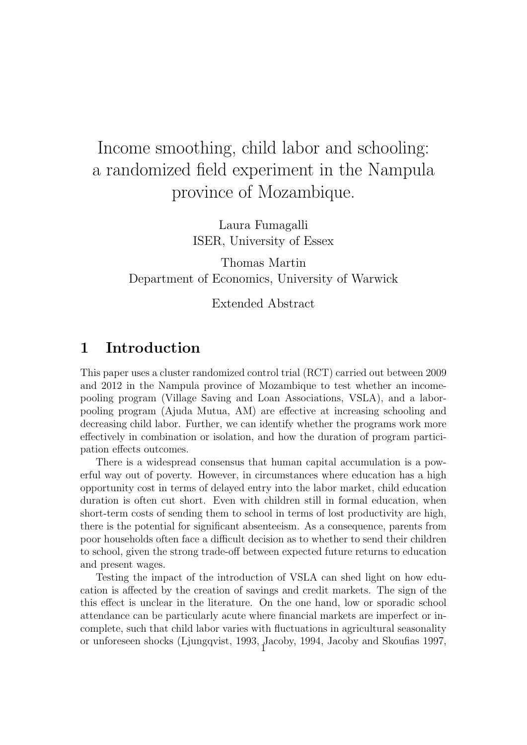# Income smoothing, child labor and schooling: a randomized field experiment in the Nampula province of Mozambique.

Laura Fumagalli
ISER, University of Essex

Thomas Martin
Department of Economics, University of Warwick

Extended Abstract

## 1 Introduction

This paper uses a cluster randomized control trial (RCT) carried out between 2009 and 2012 in the Nampula province of Mozambique to test whether an income-pooling program (Village Saving and Loan Associations, VSLA), and a labor-pooling program (Ajuda Mutua, AM) are effective at increasing schooling and decreasing child labor. Further, we can identify whether the programs work more effectively in combination or isolation, and how the duration of program participation effects outcomes.

There is a widespread consensus that human capital accumulation is a powerful way out of poverty. However, in circumstances where education has a high opportunity cost in terms of delayed entry into the labor market, child education duration is often cut short. Even with children still in formal education, when short-term costs of sending them to school in terms of lost productivity are high, there is the potential for significant absenteeism. As a consequence, parents from poor households often face a difficult decision as to whether to send their children to school, given the strong trade-off between expected future returns to education and present wages.

Testing the impact of the introduction of VSLA can shed light on how education is affected by the creation of savings and credit markets. The sign of the this effect is unclear in the literature. On the one hand, low or sporadic school attendance can be particularly acute where financial markets are imperfect or incomplete, such that child labor varies with fluctuations in agricultural seasonality or unforeseen shocks (Ljungqvist, 1993, Jacoby, 1994, Jacoby and Skoufias 1997,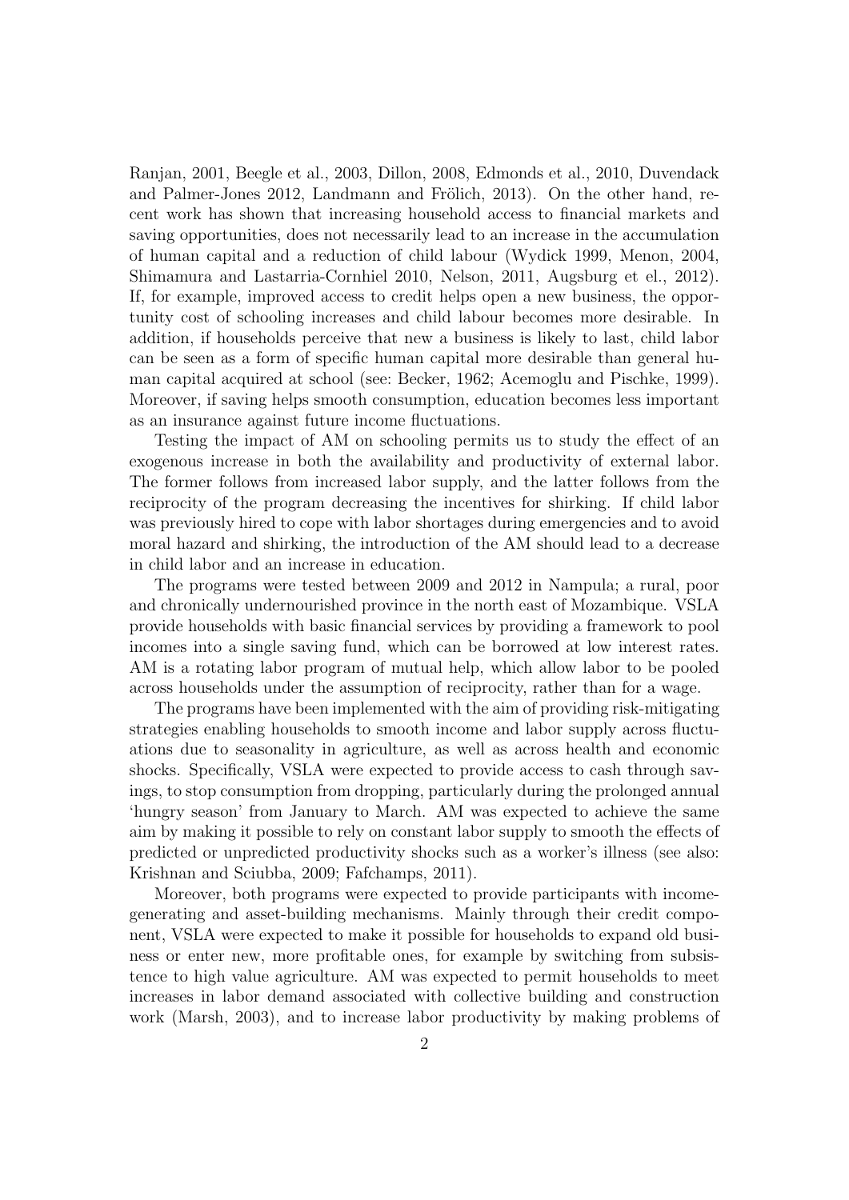Ranjan, 2001, Beegle et al., 2003, Dillon, 2008, Edmonds et al., 2010, Duvendack and Palmer-Jones 2012, Landmann and Frölich, 2013). On the other hand, recent work has shown that increasing household access to financial markets and saving opportunities, does not necessarily lead to an increase in the accumulation of human capital and a reduction of child labour (Wydick 1999, Menon, 2004, Shimamura and Lastarria-Cornhiel 2010, Nelson, 2011, Augsburg et el., 2012). If, for example, improved access to credit helps open a new business, the opportunity cost of schooling increases and child labour becomes more desirable. In addition, if households perceive that new a business is likely to last, child labor can be seen as a form of specific human capital more desirable than general human capital acquired at school (see: Becker, 1962; Acemoglu and Pischke, 1999). Moreover, if saving helps smooth consumption, education becomes less important as an insurance against future income fluctuations.

Testing the impact of AM on schooling permits us to study the effect of an exogenous increase in both the availability and productivity of external labor. The former follows from increased labor supply, and the latter follows from the reciprocity of the program decreasing the incentives for shirking. If child labor was previously hired to cope with labor shortages during emergencies and to avoid moral hazard and shirking, the introduction of the AM should lead to a decrease in child labor and an increase in education.

The programs were tested between 2009 and 2012 in Nampula; a rural, poor and chronically undernourished province in the north east of Mozambique. VSLA provide households with basic financial services by providing a framework to pool incomes into a single saving fund, which can be borrowed at low interest rates. AM is a rotating labor program of mutual help, which allow labor to be pooled across households under the assumption of reciprocity, rather than for a wage.

The programs have been implemented with the aim of providing risk-mitigating strategies enabling households to smooth income and labor supply across fluctuations due to seasonality in agriculture, as well as across health and economic shocks. Specifically, VSLA were expected to provide access to cash through savings, to stop consumption from dropping, particularly during the prolonged annual 'hungry season' from January to March. AM was expected to achieve the same aim by making it possible to rely on constant labor supply to smooth the effects of predicted or unpredicted productivity shocks such as a worker's illness (see also: Krishnan and Sciubba, 2009; Fafchamps, 2011).

Moreover, both programs were expected to provide participants with income-generating and asset-building mechanisms. Mainly through their credit component, VSLA were expected to make it possible for households to expand old business or enter new, more profitable ones, for example by switching from subsistence to high value agriculture. AM was expected to permit households to meet increases in labor demand associated with collective building and construction work (Marsh, 2003), and to increase labor productivity by making problems of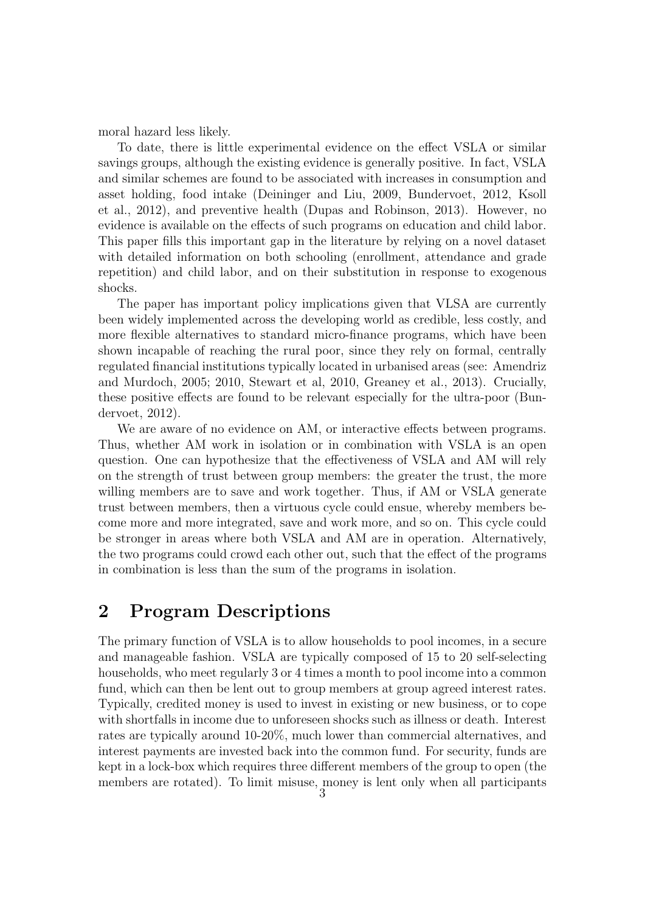moral hazard less likely.

To date, there is little experimental evidence on the effect VSLA or similar savings groups, although the existing evidence is generally positive. In fact, VSLA and similar schemes are found to be associated with increases in consumption and asset holding, food intake (Deininger and Liu, 2009, Bundervoet, 2012, Ksoll et al., 2012), and preventive health (Dupas and Robinson, 2013). However, no evidence is available on the effects of such programs on education and child labor. This paper fills this important gap in the literature by relying on a novel dataset with detailed information on both schooling (enrollment, attendance and grade repetition) and child labor, and on their substitution in response to exogenous shocks.

The paper has important policy implications given that VLSA are currently been widely implemented across the developing world as credible, less costly, and more flexible alternatives to standard micro-finance programs, which have been shown incapable of reaching the rural poor, since they rely on formal, centrally regulated financial institutions typically located in urbanised areas (see: Amendriz and Murdoch, 2005; 2010, Stewart et al, 2010, Greaney et al., 2013). Crucially, these positive effects are found to be relevant especially for the ultra-poor (Bundervoet, 2012).

We are aware of no evidence on AM, or interactive effects between programs. Thus, whether AM work in isolation or in combination with VSLA is an open question. One can hypothesize that the effectiveness of VSLA and AM will rely on the strength of trust between group members: the greater the trust, the more willing members are to save and work together. Thus, if AM or VSLA generate trust between members, then a virtuous cycle could ensue, whereby members become more and more integrated, save and work more, and so on. This cycle could be stronger in areas where both VSLA and AM are in operation. Alternatively, the two programs could crowd each other out, such that the effect of the programs in combination is less than the sum of the programs in isolation.

## 2 Program Descriptions

The primary function of VSLA is to allow households to pool incomes, in a secure and manageable fashion. VSLA are typically composed of 15 to 20 self-selecting households, who meet regularly 3 or 4 times a month to pool income into a common fund, which can then be lent out to group members at group agreed interest rates. Typically, credited money is used to invest in existing or new business, or to cope with shortfalls in income due to unforeseen shocks such as illness or death. Interest rates are typically around 10-20%, much lower than commercial alternatives, and interest payments are invested back into the common fund. For security, funds are kept in a lock-box which requires three different members of the group to open (the members are rotated). To limit misuse, money is lent only when all participants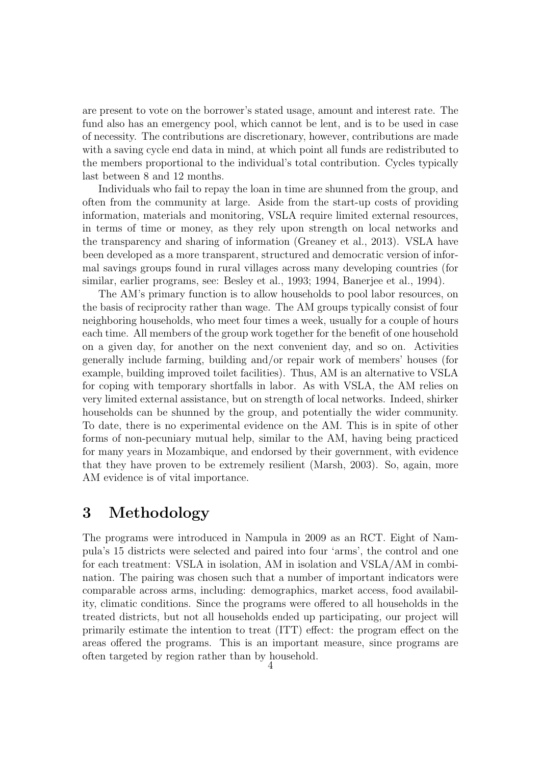are present to vote on the borrower's stated usage, amount and interest rate. The fund also has an emergency pool, which cannot be lent, and is to be used in case of necessity. The contributions are discretionary, however, contributions are made with a saving cycle end data in mind, at which point all funds are redistributed to the members proportional to the individual's total contribution. Cycles typically last between 8 and 12 months.

Individuals who fail to repay the loan in time are shunned from the group, and often from the community at large. Aside from the start-up costs of providing information, materials and monitoring, VSLA require limited external resources, in terms of time or money, as they rely upon strength on local networks and the transparency and sharing of information (Greaney et al., 2013). VSLA have been developed as a more transparent, structured and democratic version of informal savings groups found in rural villages across many developing countries (for similar, earlier programs, see: Besley et al., 1993; 1994, Banerjee et al., 1994).

The AM's primary function is to allow households to pool labor resources, on the basis of reciprocity rather than wage. The AM groups typically consist of four neighboring households, who meet four times a week, usually for a couple of hours each time. All members of the group work together for the benefit of one household on a given day, for another on the next convenient day, and so on. Activities generally include farming, building and/or repair work of members' houses (for example, building improved toilet facilities). Thus, AM is an alternative to VSLA for coping with temporary shortfalls in labor. As with VSLA, the AM relies on very limited external assistance, but on strength of local networks. Indeed, shirker households can be shunned by the group, and potentially the wider community. To date, there is no experimental evidence on the AM. This is in spite of other forms of non-pecuniary mutual help, similar to the AM, having being practiced for many years in Mozambique, and endorsed by their government, with evidence that they have proven to be extremely resilient (Marsh, 2003). So, again, more AM evidence is of vital importance.

# 3 Methodology

The programs were introduced in Nampula in 2009 as an RCT. Eight of Nampula's 15 districts were selected and paired into four 'arms', the control and one for each treatment: VSLA in isolation, AM in isolation and VSLA/AM in combination. The pairing was chosen such that a number of important indicators were comparable across arms, including: demographics, market access, food availability, climatic conditions. Since the programs were offered to all households in the treated districts, but not all households ended up participating, our project will primarily estimate the intention to treat (ITT) effect: the program effect on the areas offered the programs. This is an important measure, since programs are often targeted by region rather than by household.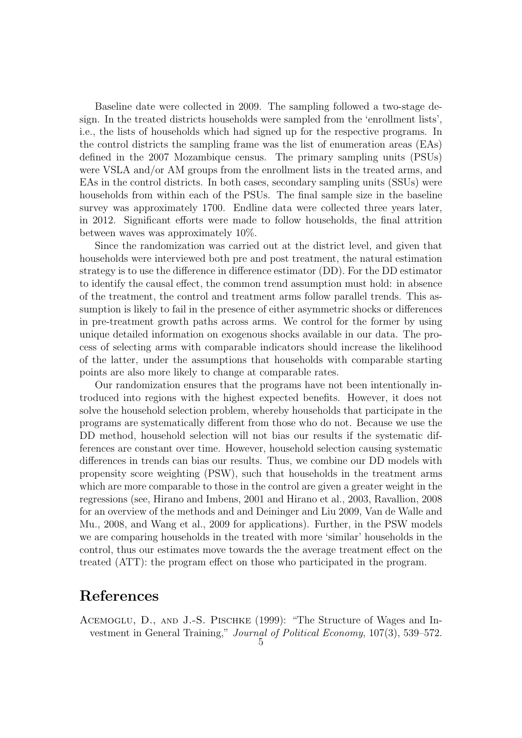Baseline date were collected in 2009. The sampling followed a two-stage design. In the treated districts households were sampled from the 'enrollment lists', i.e., the lists of households which had signed up for the respective programs. In the control districts the sampling frame was the list of enumeration areas (EAs) defined in the 2007 Mozambique census. The primary sampling units (PSUs) were VSLA and/or AM groups from the enrollment lists in the treated arms, and EAs in the control districts. In both cases, secondary sampling units (SSUs) were households from within each of the PSUs. The final sample size in the baseline survey was approximately 1700. Endline data were collected three years later, in 2012. Significant efforts were made to follow households, the final attrition between waves was approximately 10%.

Since the randomization was carried out at the district level, and given that households were interviewed both pre and post treatment, the natural estimation strategy is to use the difference in difference estimator (DD). For the DD estimator to identify the causal effect, the common trend assumption must hold: in absence of the treatment, the control and treatment arms follow parallel trends. This assumption is likely to fail in the presence of either asymmetric shocks or differences in pre-treatment growth paths across arms. We control for the former by using unique detailed information on exogenous shocks available in our data. The process of selecting arms with comparable indicators should increase the likelihood of the latter, under the assumptions that households with comparable starting points are also more likely to change at comparable rates.

Our randomization ensures that the programs have not been intentionally introduced into regions with the highest expected benefits. However, it does not solve the household selection problem, whereby households that participate in the programs are systematically different from those who do not. Because we use the DD method, household selection will not bias our results if the systematic differences are constant over time. However, household selection causing systematic differences in trends can bias our results. Thus, we combine our DD models with propensity score weighting (PSW), such that households in the treatment arms which are more comparable to those in the control are given a greater weight in the regressions (see, Hirano and Imbens, 2001 and Hirano et al., 2003, Ravallion, 2008 for an overview of the methods and and Deininger and Liu 2009, Van de Walle and Mu., 2008, and Wang et al., 2009 for applications). Further, in the PSW models we are comparing households in the treated with more 'similar' households in the control, thus our estimates move towards the the average treatment effect on the treated (ATT): the program effect on those who participated in the program.

# References

Acemoglu, D., and J.-S. Pischke (1999): "The Structure of Wages and Investment in General Training," *Journal of Political Economy*, 107(3), 539–572.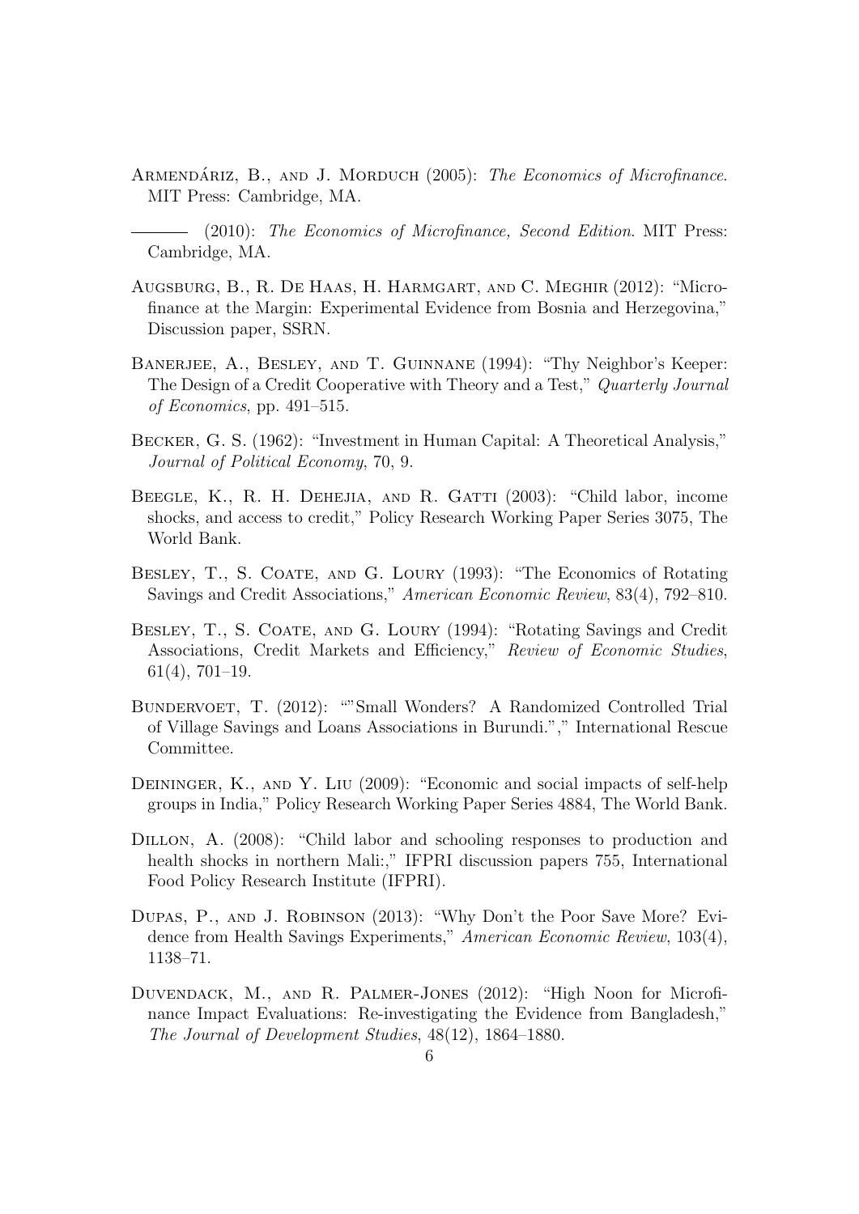Armendáriz, B., and J. Morduch (2005): *The Economics of Microfinance*. MIT Press: Cambridge, MA.

——— (2010): *The Economics of Microfinance, Second Edition*. MIT Press: Cambridge, MA.

Augsburg, B., R. De Haas, H. Harmgart, and C. Meghir (2012): "Microfinance at the Margin: Experimental Evidence from Bosnia and Herzegovina," Discussion paper, SSRN.

Banerjee, A., Besley, and T. Guinnane (1994): "Thy Neighbor's Keeper: The Design of a Credit Cooperative with Theory and a Test," *Quarterly Journal of Economics*, pp. 491–515.

Becker, G. S. (1962): "Investment in Human Capital: A Theoretical Analysis," *Journal of Political Economy*, 70, 9.

Beegle, K., R. H. Dehejia, and R. Gatti (2003): "Child labor, income shocks, and access to credit," Policy Research Working Paper Series 3075, The World Bank.

Besley, T., S. Coate, and G. Loury (1993): "The Economics of Rotating Savings and Credit Associations," *American Economic Review*, 83(4), 792–810.

Besley, T., S. Coate, and G. Loury (1994): "Rotating Savings and Credit Associations, Credit Markets and Efficiency," *Review of Economic Studies*, 61(4), 701–19.

Bundervoet, T. (2012): ""Small Wonders? A Randomized Controlled Trial of Village Savings and Loans Associations in Burundi."," International Rescue Committee.

Deininger, K., and Y. Liu (2009): "Economic and social impacts of self-help groups in India," Policy Research Working Paper Series 4884, The World Bank.

Dillon, A. (2008): "Child labor and schooling responses to production and health shocks in northern Mali:," IFPRI discussion papers 755, International Food Policy Research Institute (IFPRI).

Dupas, P., and J. Robinson (2013): "Why Don't the Poor Save More? Evidence from Health Savings Experiments," *American Economic Review*, 103(4), 1138–71.

Duvendack, M., and R. Palmer-Jones (2012): "High Noon for Microfinance Impact Evaluations: Re-investigating the Evidence from Bangladesh," *The Journal of Development Studies*, 48(12), 1864–1880.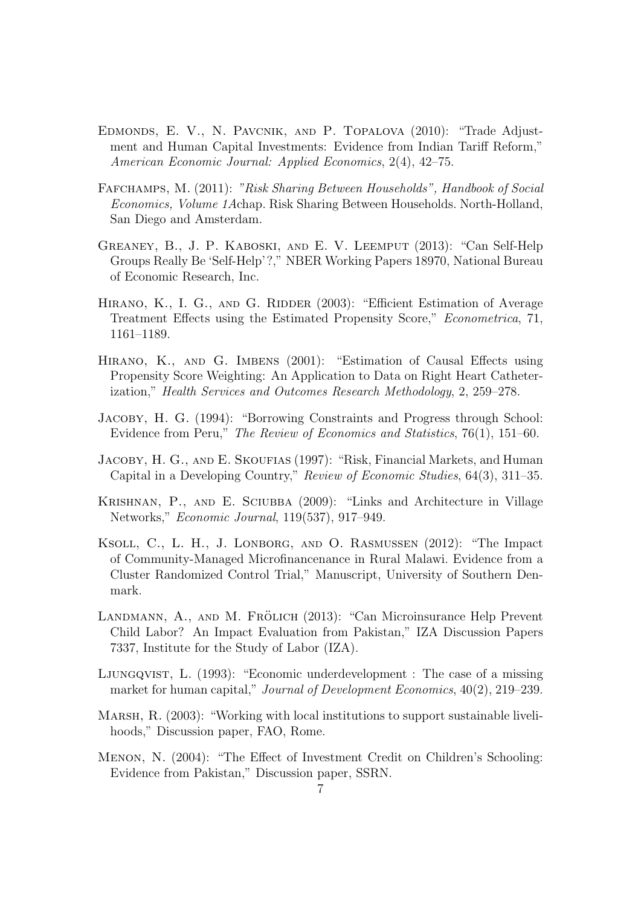Edmonds, E. V., N. Pavcnik, and P. Topalova (2010): "Trade Adjustment and Human Capital Investments: Evidence from Indian Tariff Reform," *American Economic Journal: Applied Economics*, 2(4), 42–75.

Fafchamps, M. (2011): *"Risk Sharing Between Households", Handbook of Social Economics, Volume 1A*chap. Risk Sharing Between Households. North-Holland, San Diego and Amsterdam.

Greaney, B., J. P. Kaboski, and E. V. Leemput (2013): "Can Self-Help Groups Really Be 'Self-Help'?," NBER Working Papers 18970, National Bureau of Economic Research, Inc.

Hirano, K., I. G., and G. Ridder (2003): "Efficient Estimation of Average Treatment Effects using the Estimated Propensity Score," *Econometrica*, 71, 1161–1189.

Hirano, K., and G. Imbens (2001): "Estimation of Causal Effects using Propensity Score Weighting: An Application to Data on Right Heart Catheterization," *Health Services and Outcomes Research Methodology*, 2, 259–278.

Jacoby, H. G. (1994): "Borrowing Constraints and Progress through School: Evidence from Peru," *The Review of Economics and Statistics*, 76(1), 151–60.

Jacoby, H. G., and E. Skoufias (1997): "Risk, Financial Markets, and Human Capital in a Developing Country," *Review of Economic Studies*, 64(3), 311–35.

Krishnan, P., and E. Sciubba (2009): "Links and Architecture in Village Networks," *Economic Journal*, 119(537), 917–949.

Ksoll, C., L. H., J. Lonborg, and O. Rasmussen (2012): "The Impact of Community-Managed Microfinancenance in Rural Malawi. Evidence from a Cluster Randomized Control Trial," Manuscript, University of Southern Denmark.

Landmann, A., and M. Frölich (2013): "Can Microinsurance Help Prevent Child Labor? An Impact Evaluation from Pakistan," IZA Discussion Papers 7337, Institute for the Study of Labor (IZA).

Ljungqvist, L. (1993): "Economic underdevelopment : The case of a missing market for human capital," *Journal of Development Economics*, 40(2), 219–239.

Marsh, R. (2003): "Working with local institutions to support sustainable livelihoods," Discussion paper, FAO, Rome.

Menon, N. (2004): "The Effect of Investment Credit on Children's Schooling: Evidence from Pakistan," Discussion paper, SSRN.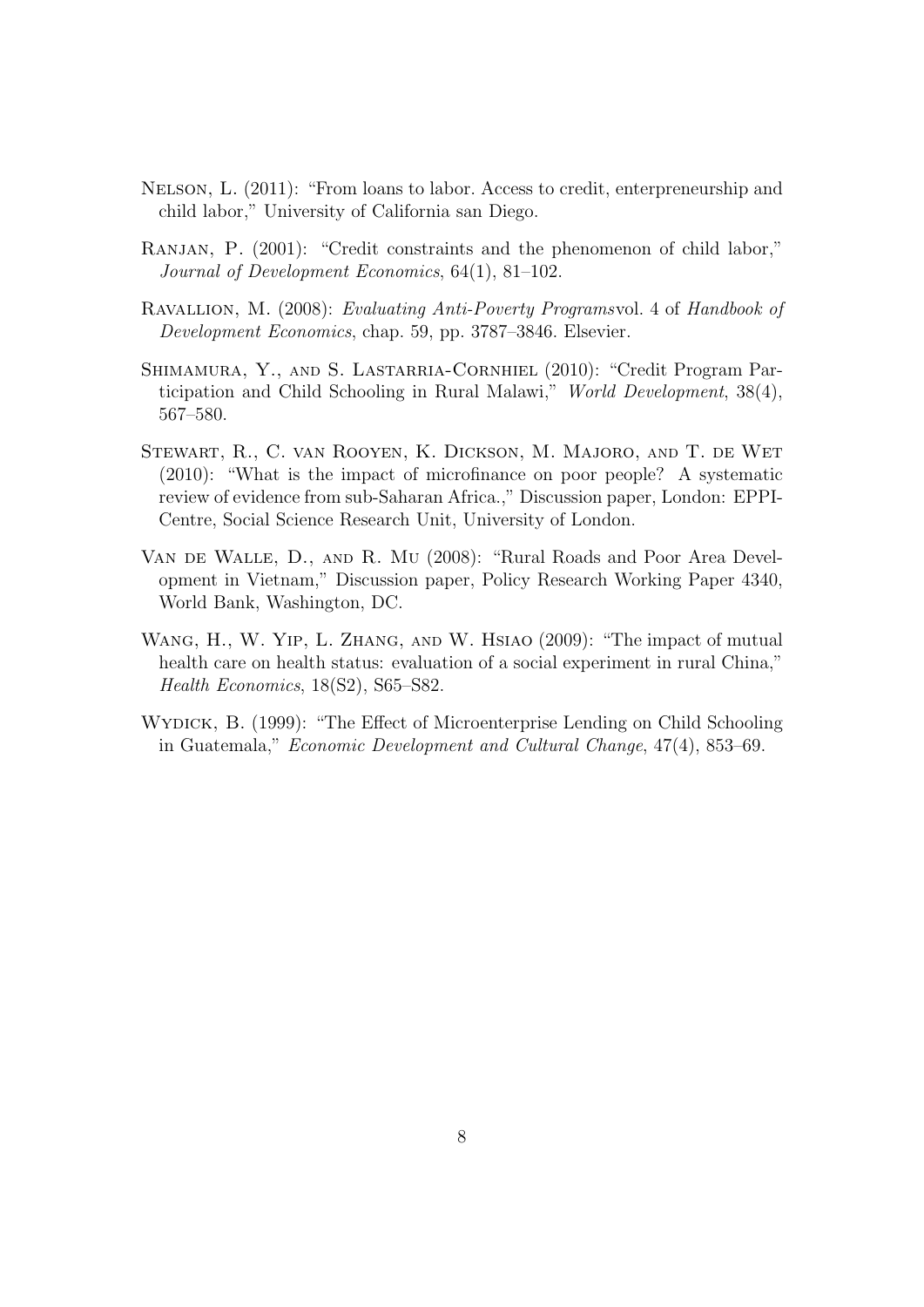Nelson, L. (2011): "From loans to labor. Access to credit, enterpreneurship and child labor," University of California san Diego.

Ranjan, P. (2001): "Credit constraints and the phenomenon of child labor," *Journal of Development Economics*, 64(1), 81–102.

Ravallion, M. (2008): *Evaluating Anti-Poverty Programs*vol. 4 of *Handbook of Development Economics*, chap. 59, pp. 3787–3846. Elsevier.

Shimamura, Y., and S. Lastarria-Cornhiel (2010): "Credit Program Participation and Child Schooling in Rural Malawi," *World Development*, 38(4), 567–580.

Stewart, R., C. van Rooyen, K. Dickson, M. Majoro, and T. de Wet (2010): "What is the impact of microfinance on poor people? A systematic review of evidence from sub-Saharan Africa.," Discussion paper, London: EPPI-Centre, Social Science Research Unit, University of London.

Van de Walle, D., and R. Mu (2008): "Rural Roads and Poor Area Development in Vietnam," Discussion paper, Policy Research Working Paper 4340, World Bank, Washington, DC.

Wang, H., W. Yip, L. Zhang, and W. Hsiao (2009): "The impact of mutual health care on health status: evaluation of a social experiment in rural China," *Health Economics*, 18(S2), S65–S82.

Wydick, B. (1999): "The Effect of Microenterprise Lending on Child Schooling in Guatemala," *Economic Development and Cultural Change*, 47(4), 853–69.